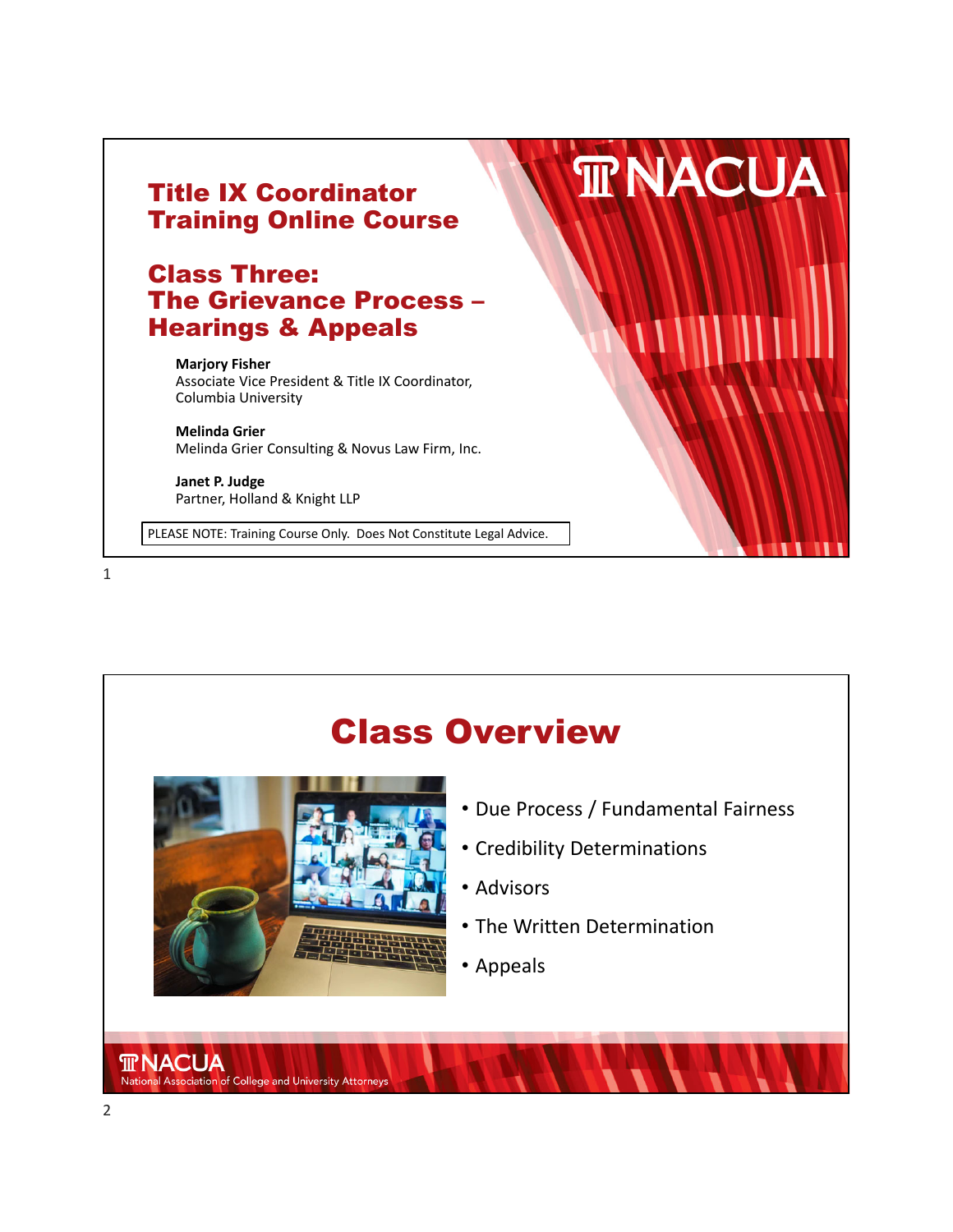# Title IX Coordinator Training Online Course

## Class Three: The Grievance Process – Hearings & Appeals

**Marjory Fisher**
Associate Vice President & Title IX Coordinator, Columbia University

**Melinda Grier**
Melinda Grier Consulting & Novus Law Firm, Inc.

**Janet P. Judge**
Partner, Holland & Knight LLP

PLEASE NOTE: Training Course Only. Does Not Constitute Legal Advice.

NACUA

## Class Overview

- Due Process / Fundamental Fairness
- Credibility Determinations
- Advisors
- The Written Determination
- Appeals

NACUA
National Association of College and University Attorneys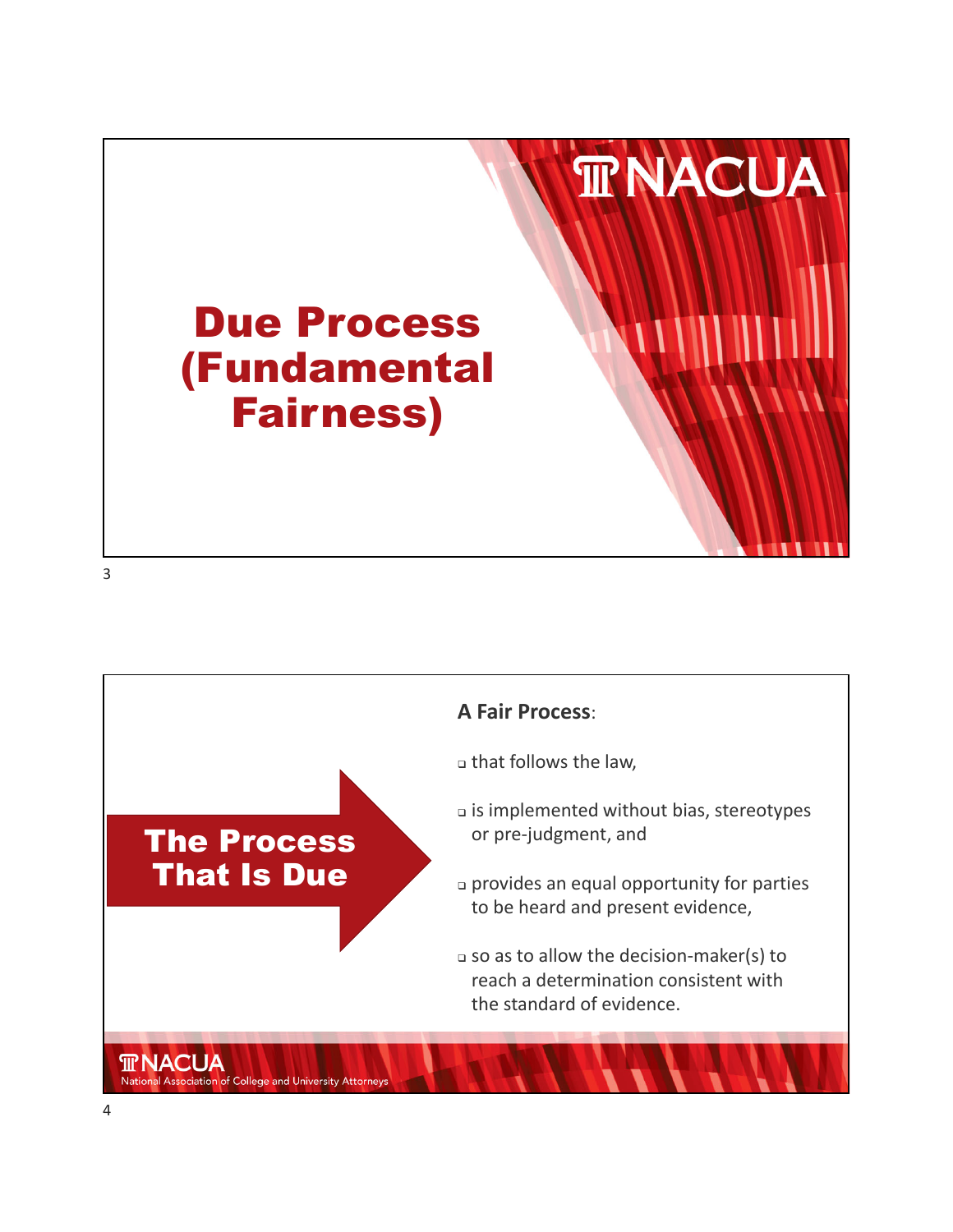# Due Process (Fundamental Fairness)

## The Process That Is Due

**A Fair Process**:

- that follows the law,
- is implemented without bias, stereotypes or pre-judgment, and
- provides an equal opportunity for parties to be heard and present evidence,
- so as to allow the decision-maker(s) to reach a determination consistent with the standard of evidence.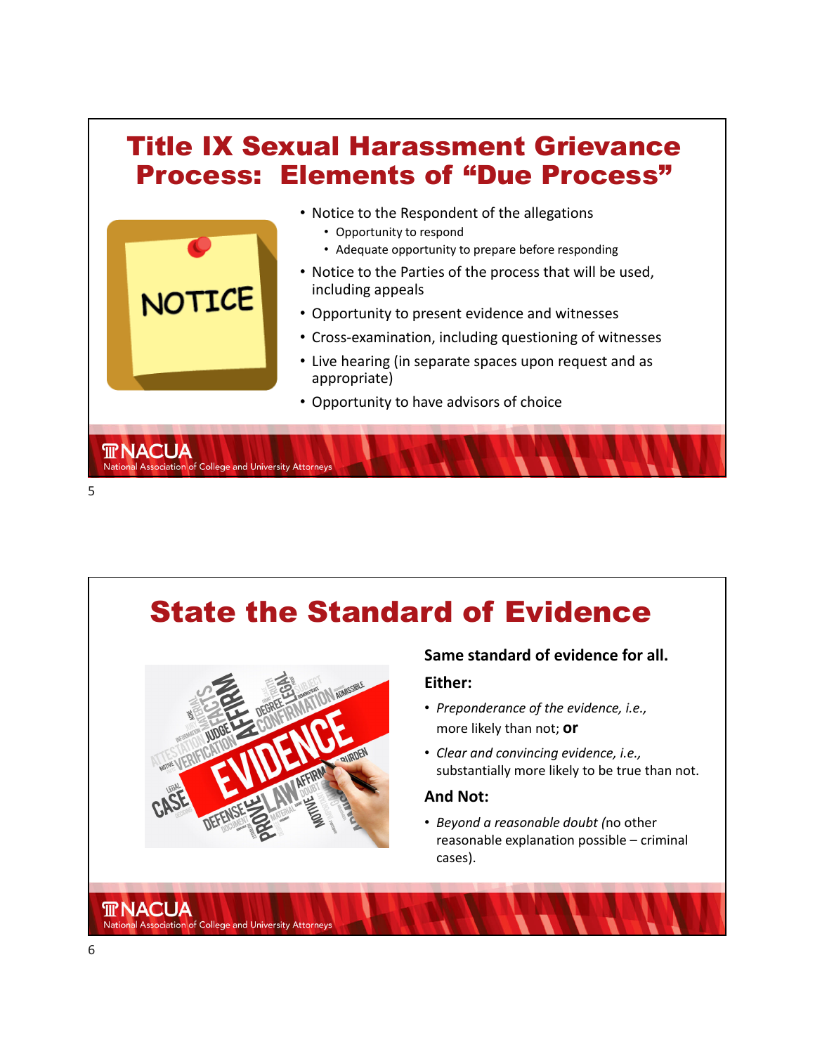# Title IX Sexual Harassment Grievance Process: Elements of "Due Process"

- Notice to the Respondent of the allegations
  - Opportunity to respond
  - Adequate opportunity to prepare before responding
- Notice to the Parties of the process that will be used, including appeals
- Opportunity to present evidence and witnesses
- Cross-examination, including questioning of witnesses
- Live hearing (in separate spaces upon request and as appropriate)
- Opportunity to have advisors of choice

# State the Standard of Evidence

**Same standard of evidence for all.**

**Either:**

- *Preponderance of the evidence, i.e.,* more likely than not; **or**
- *Clear and convincing evidence, i.e.,* substantially more likely to be true than not.

**And Not:**

- *Beyond a reasonable doubt (*no other reasonable explanation possible – criminal cases).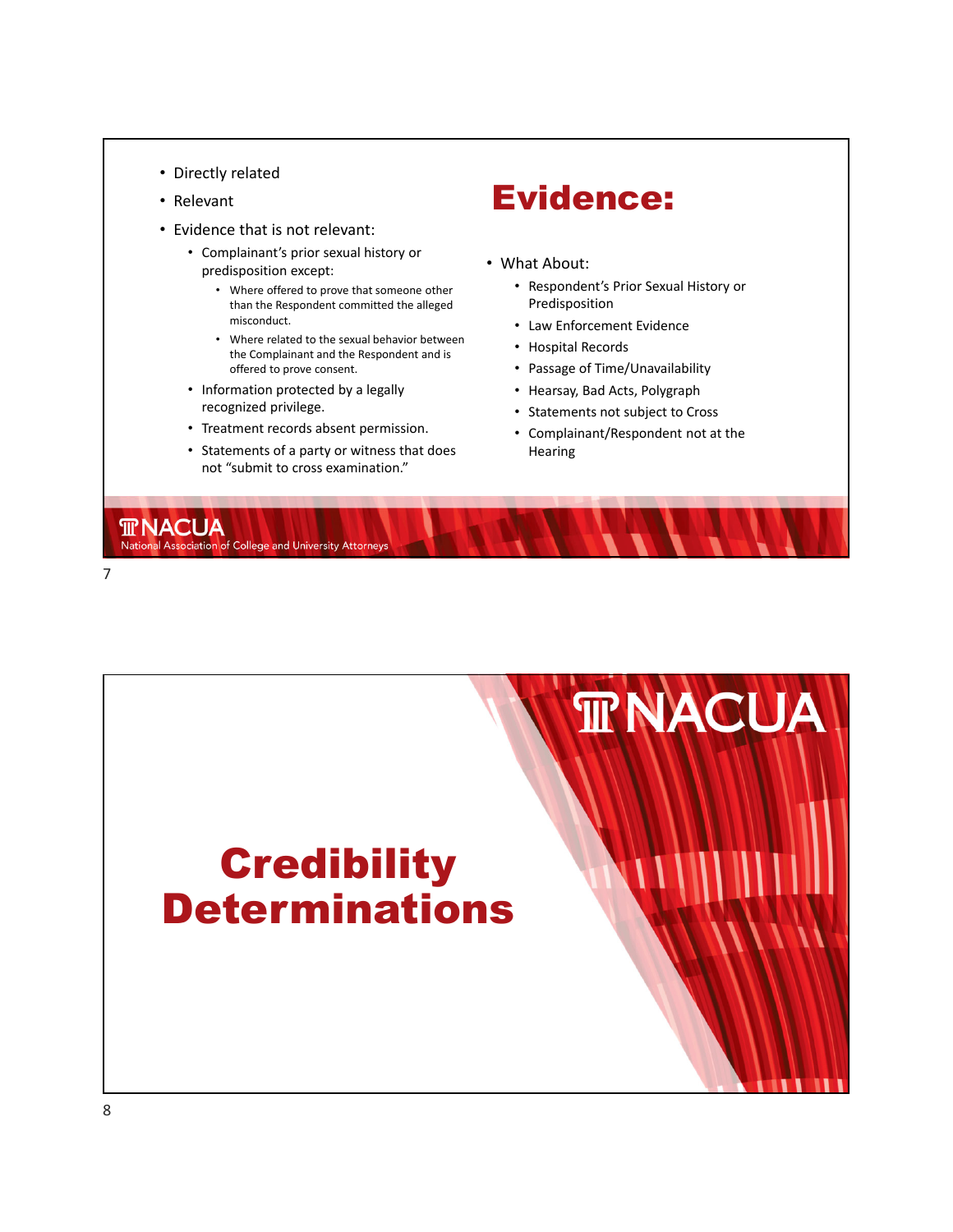# Evidence:

- Directly related
- Relevant
- Evidence that is not relevant:
  - Complainant's prior sexual history or predisposition except:
    - Where offered to prove that someone other than the Respondent committed the alleged misconduct.
    - Where related to the sexual behavior between the Complainant and the Respondent and is offered to prove consent.
  - Information protected by a legally recognized privilege.
  - Treatment records absent permission.
  - Statements of a party or witness that does not "submit to cross examination."

- What About:
  - Respondent's Prior Sexual History or Predisposition
  - Law Enforcement Evidence
  - Hospital Records
  - Passage of Time/Unavailability
  - Hearsay, Bad Acts, Polygraph
  - Statements not subject to Cross
  - Complainant/Respondent not at the Hearing

NACUA
National Association of College and University Attorneys

# Credibility Determinations

NACUA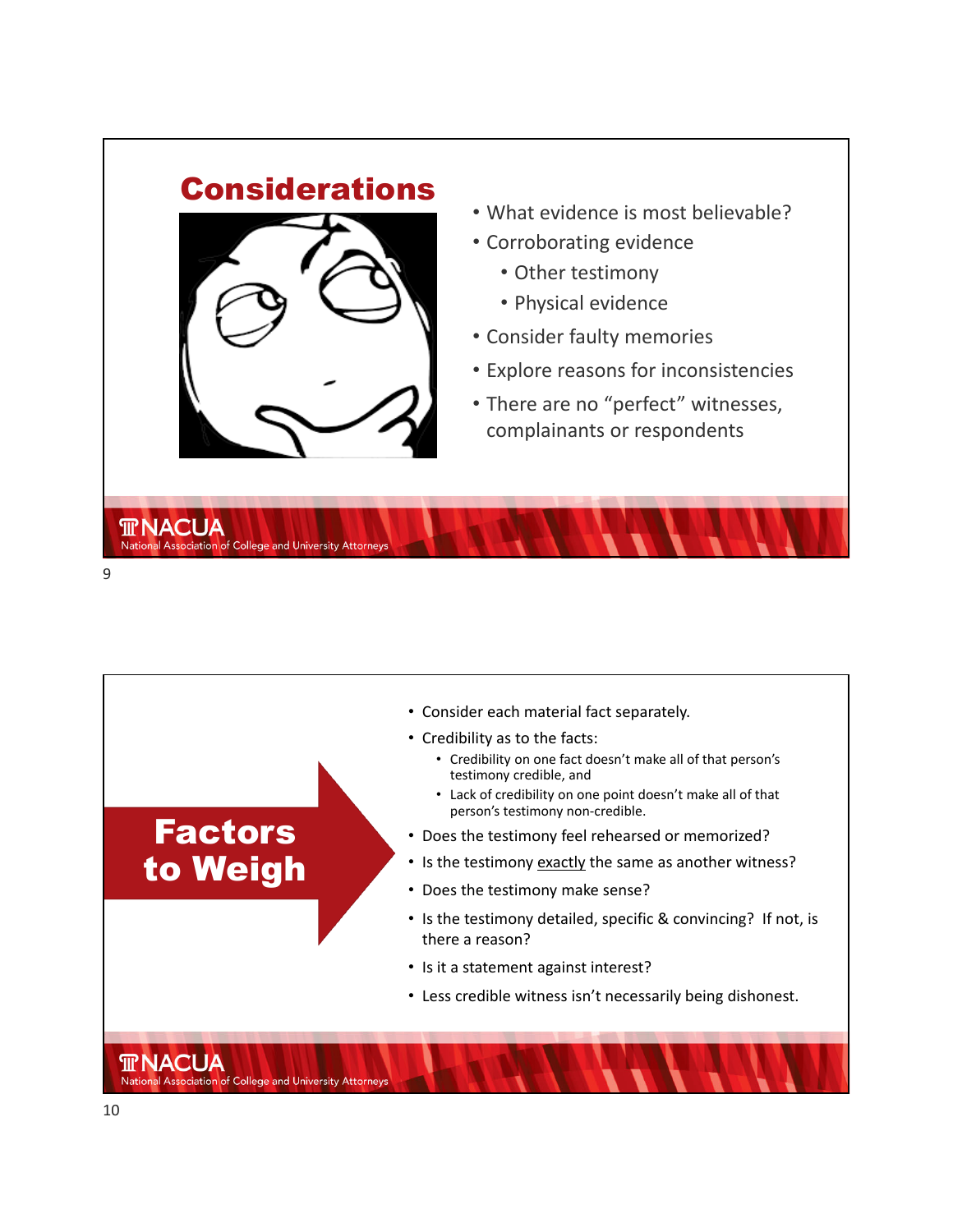## Considerations

- What evidence is most believable?
- Corroborating evidence
  - Other testimony
  - Physical evidence
- Consider faulty memories
- Explore reasons for inconsistencies
- There are no "perfect" witnesses, complainants or respondents

## Factors to Weigh

- Consider each material fact separately.
- Credibility as to the facts:
  - Credibility on one fact doesn't make all of that person's testimony credible, and
  - Lack of credibility on one point doesn't make all of that person's testimony non-credible.
- Does the testimony feel rehearsed or memorized?
- Is the testimony <u>exactly</u> the same as another witness?
- Does the testimony make sense?
- Is the testimony detailed, specific & convincing? If not, is there a reason?
- Is it a statement against interest?
- Less credible witness isn't necessarily being dishonest.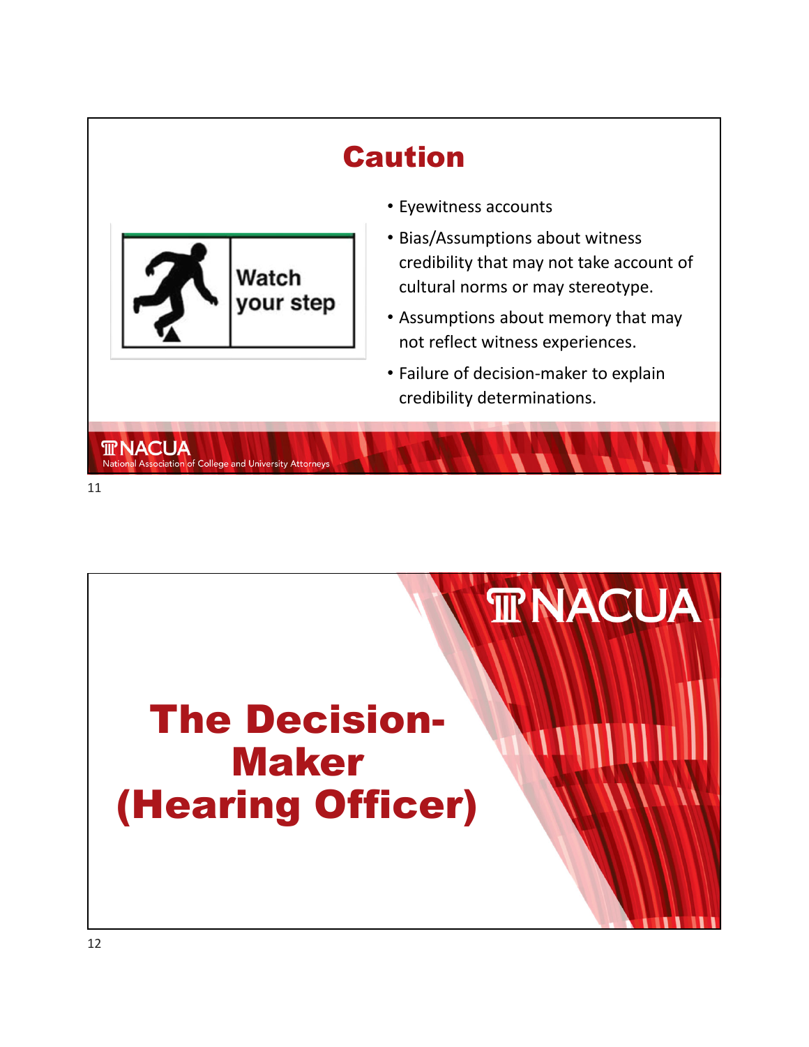# Caution

Watch your step

- Eyewitness accounts
- Bias/Assumptions about witness credibility that may not take account of cultural norms or may stereotype.
- Assumptions about memory that may not reflect witness experiences.
- Failure of decision-maker to explain credibility determinations.

NACUA
National Association of College and University Attorneys

---

NACUA

# The Decision-Maker (Hearing Officer)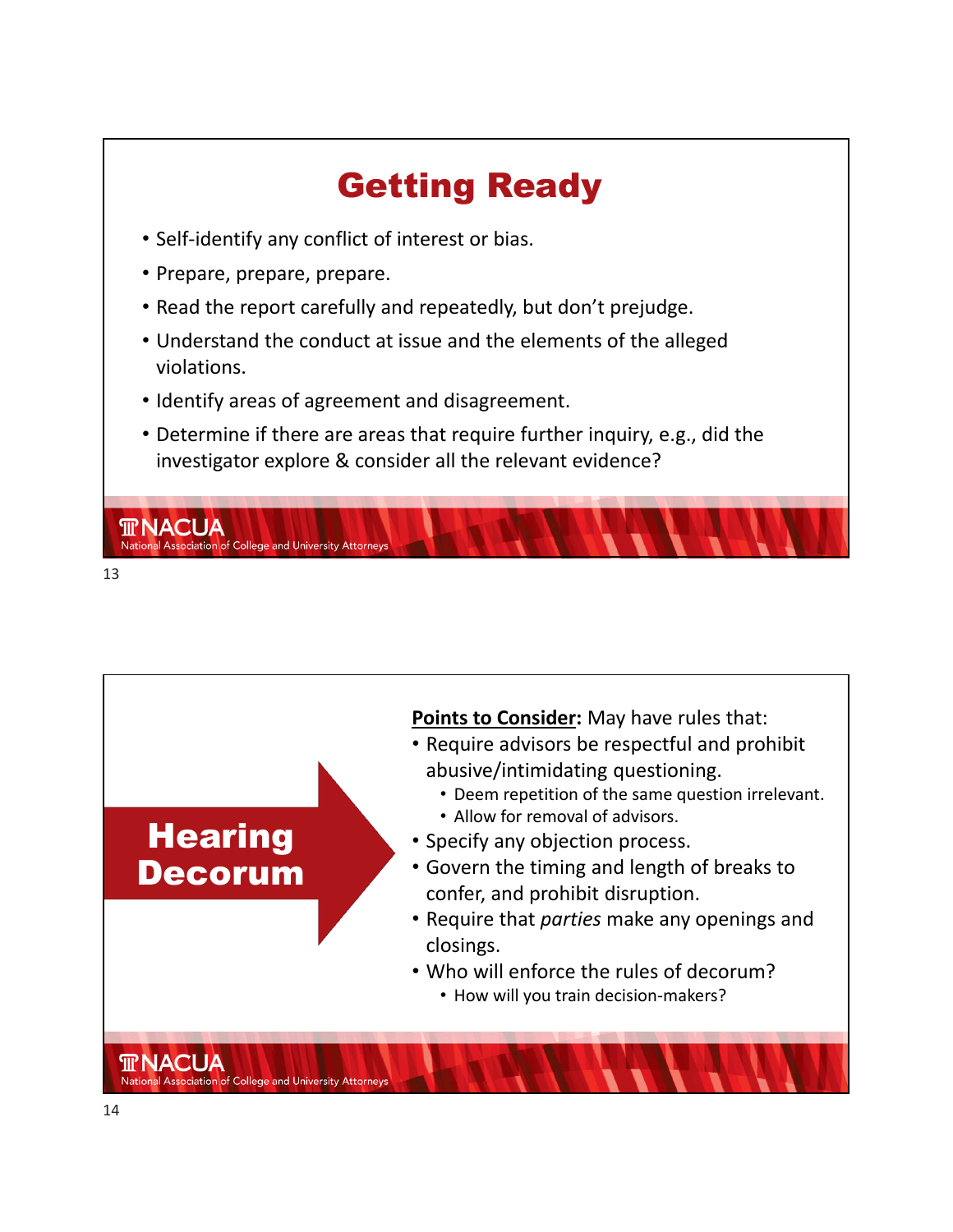# Getting Ready

- Self-identify any conflict of interest or bias.
- Prepare, prepare, prepare.
- Read the report carefully and repeatedly, but don't prejudge.
- Understand the conduct at issue and the elements of the alleged violations.
- Identify areas of agreement and disagreement.
- Determine if there are areas that require further inquiry, e.g., did the investigator explore & consider all the relevant evidence?

# Hearing Decorum

**Points to Consider:** May have rules that:

- Require advisors be respectful and prohibit abusive/intimidating questioning.
  - Deem repetition of the same question irrelevant.
  - Allow for removal of advisors.
- Specify any objection process.
- Govern the timing and length of breaks to confer, and prohibit disruption.
- Require that *parties* make any openings and closings.
- Who will enforce the rules of decorum?
  - How will you train decision-makers?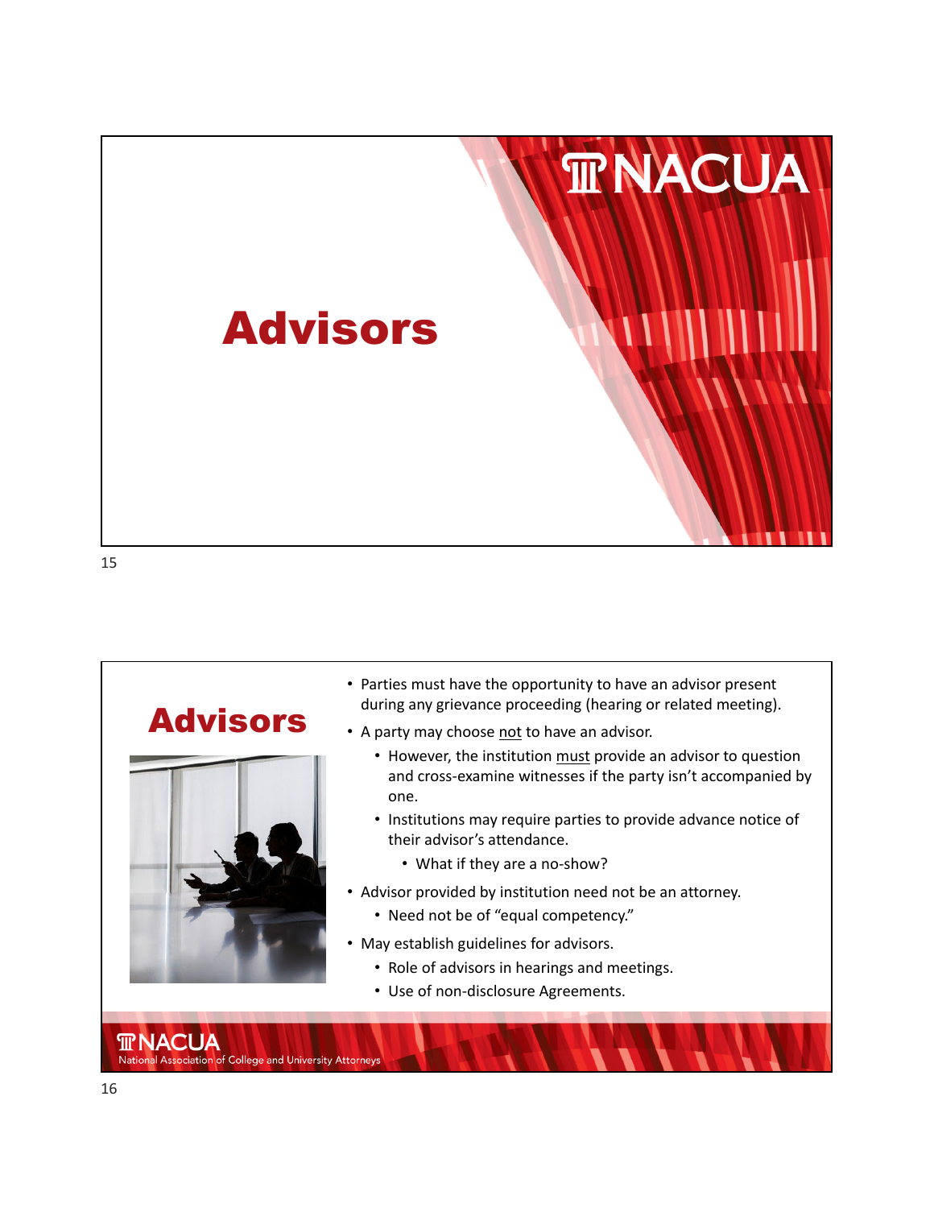# Advisors

## Advisors

- Parties must have the opportunity to have an advisor present during any grievance proceeding (hearing or related meeting).
- A party may choose <u>not</u> to have an advisor.
  - However, the institution <u>must</u> provide an advisor to question and cross-examine witnesses if the party isn't accompanied by one.
  - Institutions may require parties to provide advance notice of their advisor's attendance.
    - What if they are a no-show?
- Advisor provided by institution need not be an attorney.
  - Need not be of "equal competency."
- May establish guidelines for advisors.
  - Role of advisors in hearings and meetings.
  - Use of non-disclosure Agreements.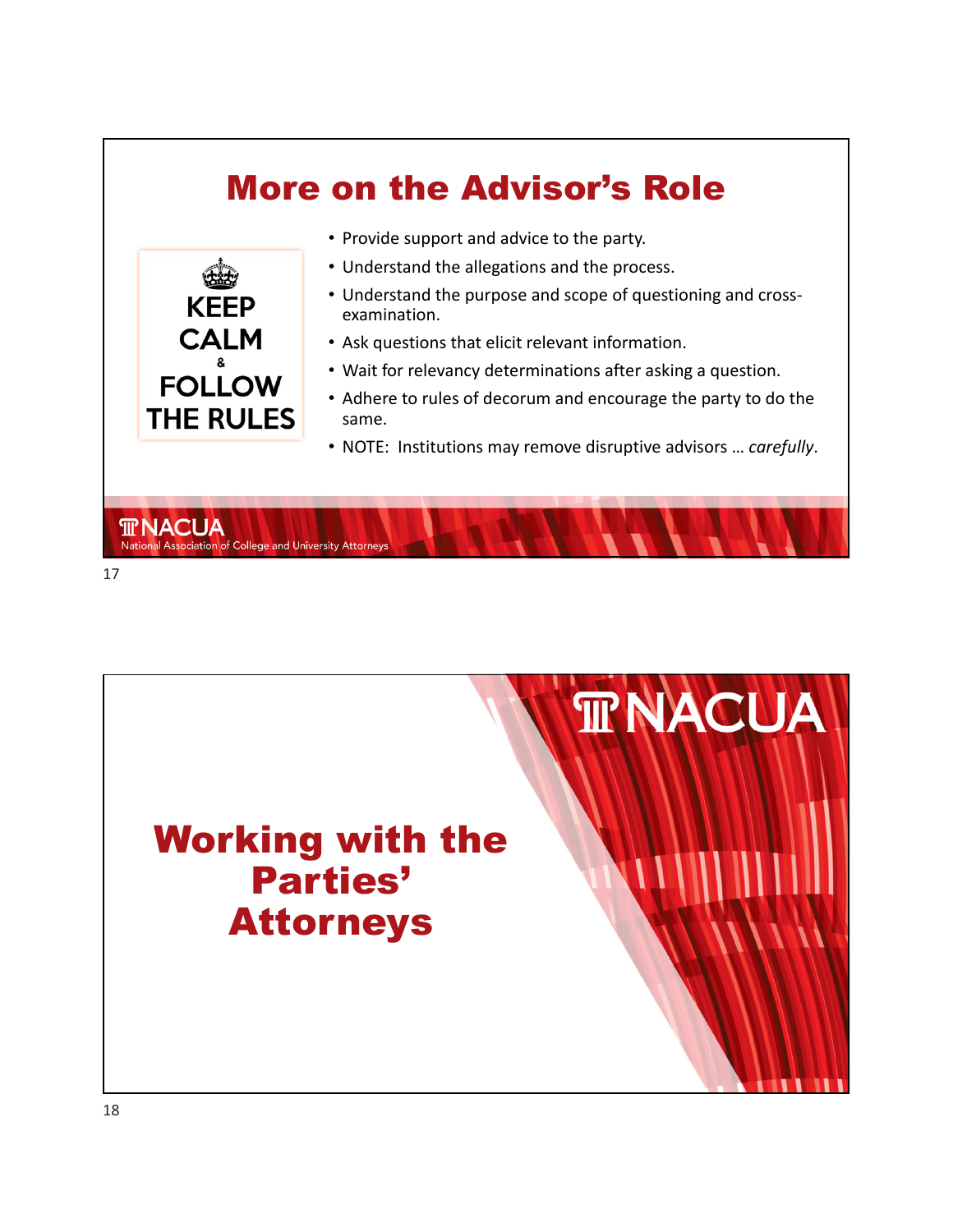# More on the Advisor's Role

KEEP CALM & FOLLOW THE RULES

- Provide support and advice to the party.
- Understand the allegations and the process.
- Understand the purpose and scope of questioning and cross-examination.
- Ask questions that elicit relevant information.
- Wait for relevancy determinations after asking a question.
- Adhere to rules of decorum and encourage the party to do the same.
- NOTE: Institutions may remove disruptive advisors … *carefully*.

# Working with the Parties' Attorneys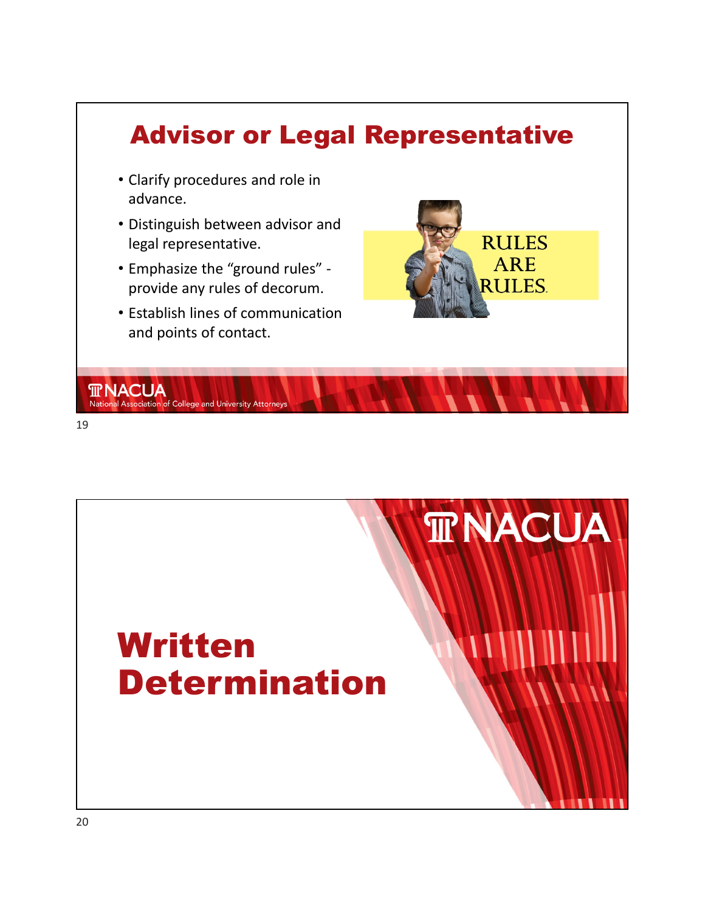## Advisor or Legal Representative

- Clarify procedures and role in advance.
- Distinguish between advisor and legal representative.
- Emphasize the "ground rules" - provide any rules of decorum.
- Establish lines of communication and points of contact.

RULES ARE RULES.

## Written Determination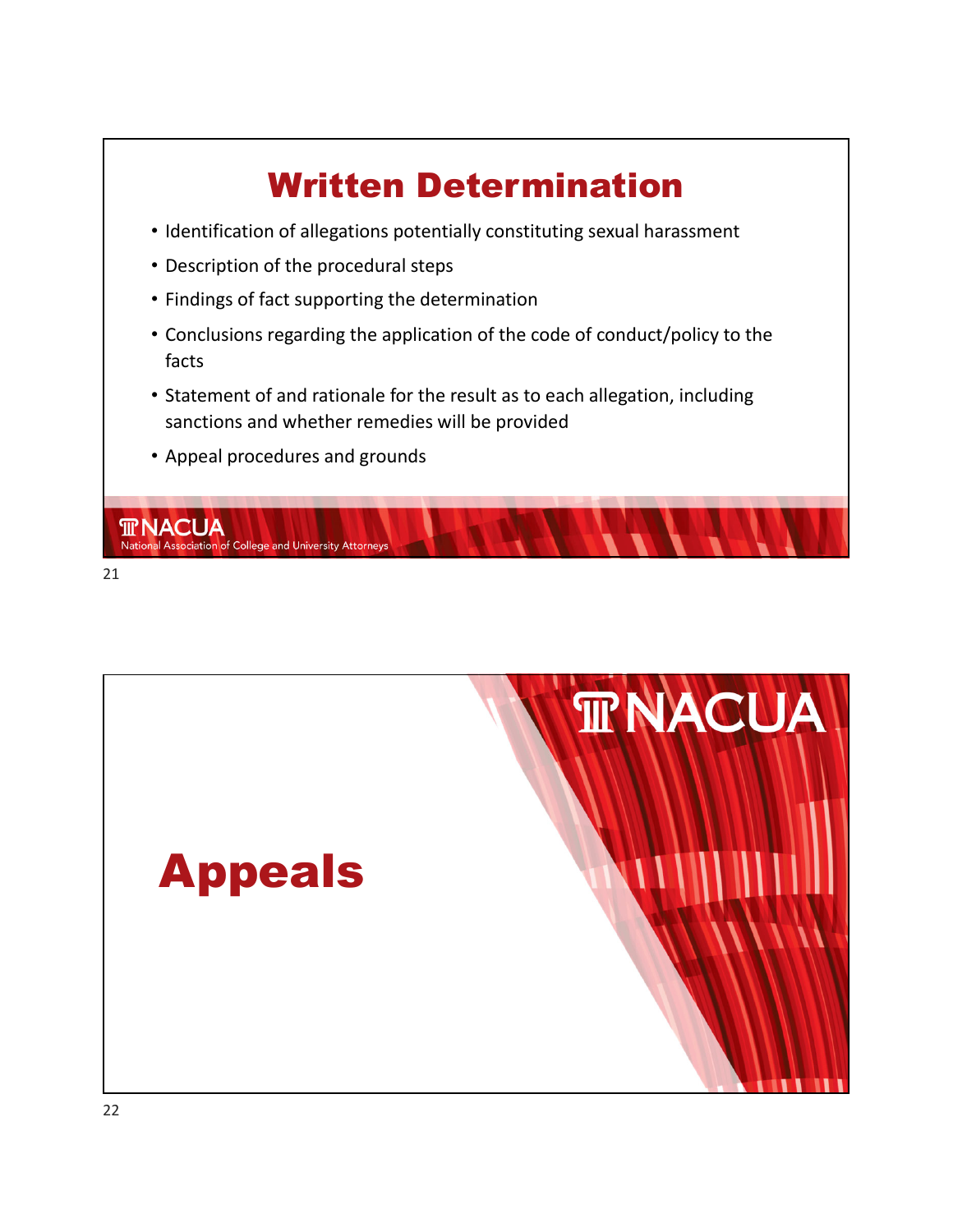# Written Determination

- Identification of allegations potentially constituting sexual harassment
- Description of the procedural steps
- Findings of fact supporting the determination
- Conclusions regarding the application of the code of conduct/policy to the facts
- Statement of and rationale for the result as to each allegation, including sanctions and whether remedies will be provided
- Appeal procedures and grounds

# Appeals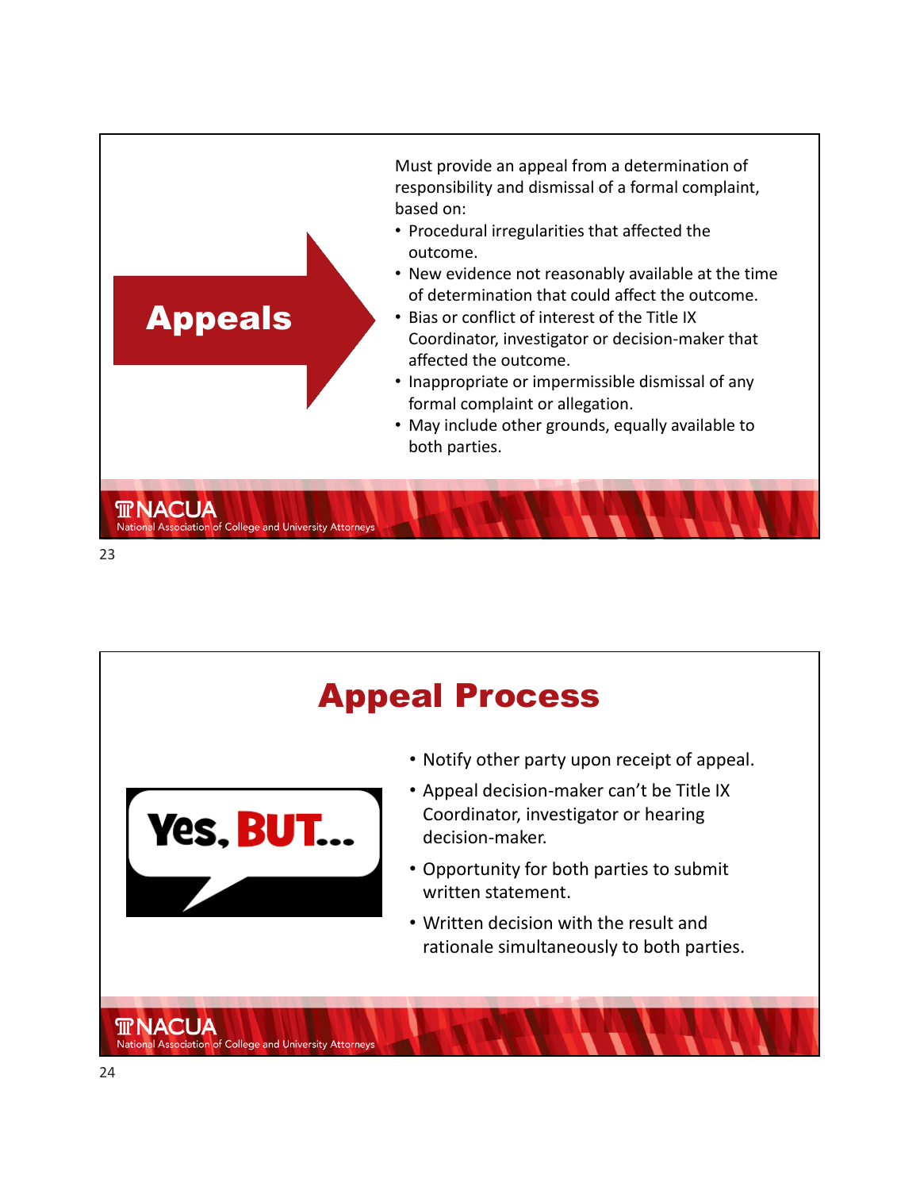## Appeals

Must provide an appeal from a determination of responsibility and dismissal of a formal complaint, based on:

- Procedural irregularities that affected the outcome.
- New evidence not reasonably available at the time of determination that could affect the outcome.
- Bias or conflict of interest of the Title IX Coordinator, investigator or decision-maker that affected the outcome.
- Inappropriate or impermissible dismissal of any formal complaint or allegation.
- May include other grounds, equally available to both parties.

## Appeal Process

Yes, BUT…

- Notify other party upon receipt of appeal.
- Appeal decision-maker can't be Title IX Coordinator, investigator or hearing decision-maker.
- Opportunity for both parties to submit written statement.
- Written decision with the result and rationale simultaneously to both parties.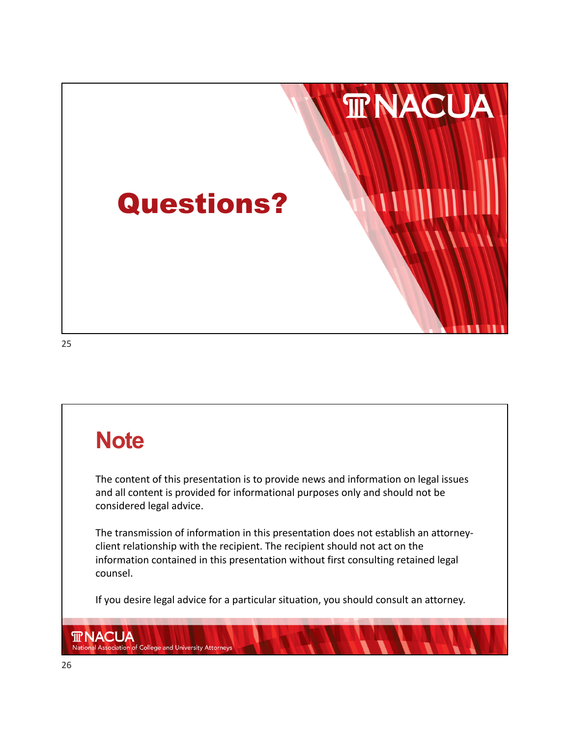NACUA

# Questions?

## Note

The content of this presentation is to provide news and information on legal issues and all content is provided for informational purposes only and should not be considered legal advice.

The transmission of information in this presentation does not establish an attorney-client relationship with the recipient. The recipient should not act on the information contained in this presentation without first consulting retained legal counsel.

If you desire legal advice for a particular situation, you should consult an attorney.

NACUA
National Association of College and University Attorneys